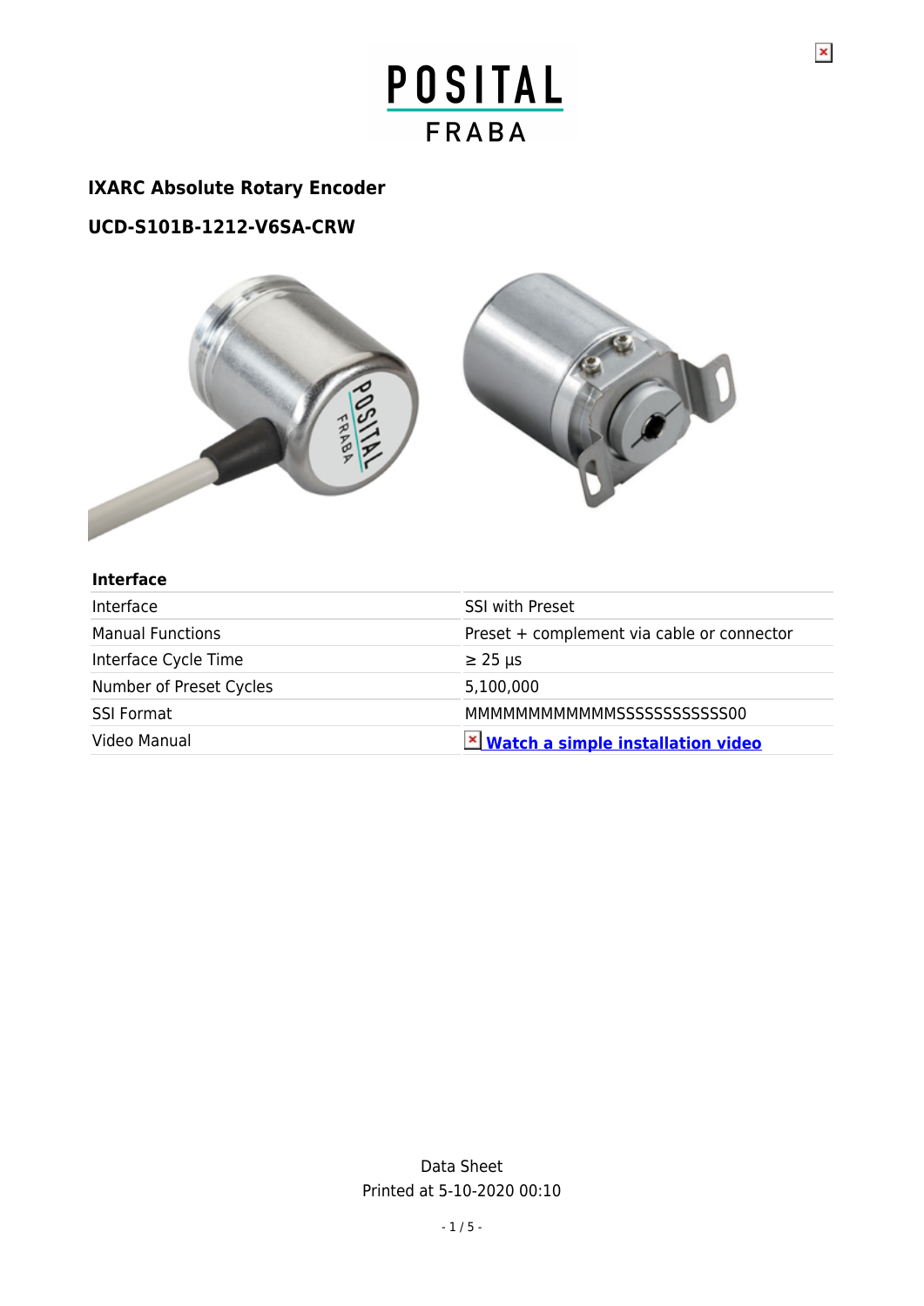POSITAL FRABA

## IXARC Absolute Rotary Encoder

## UCD-S101B-1212-V6SA-CRW

| Interface | |
|---|---|
| Interface | SSI with Preset |
| Manual Functions | Preset + complement via cable or connector |
| Interface Cycle Time | ≥ 25 µs |
| Number of Preset Cycles | 5,100,000 |
| SSI Format | MMMMMMMMMMMMSSSSSSSSSSSS00 |
| Video Manual | **Watch a simple installation video** |

Data Sheet
Printed at 5-10-2020 00:10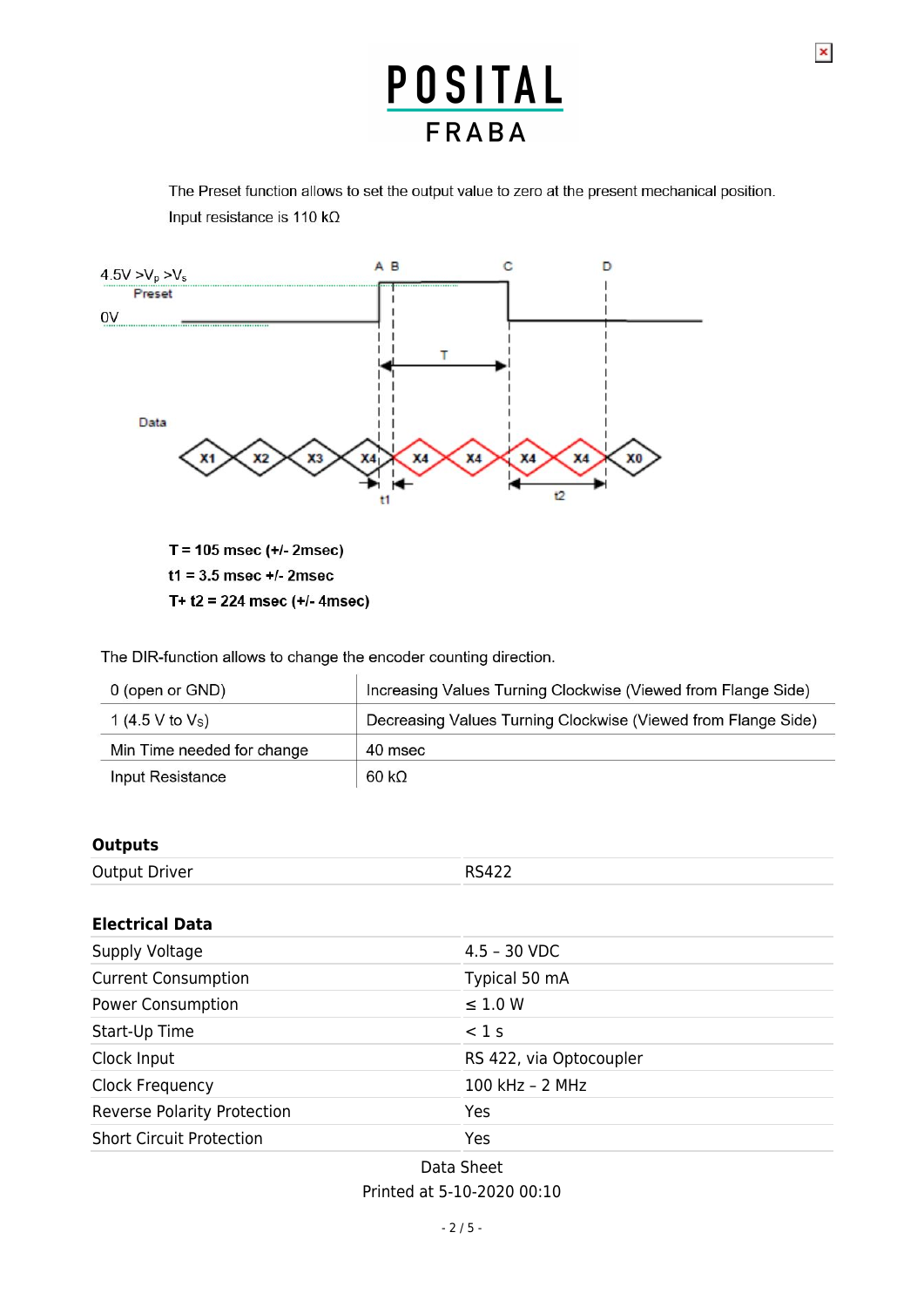The Preset function allows to set the output value to zero at the present mechanical position.
Input resistance is 110 kΩ

**T = 105 msec (+/- 2msec)**
**t1 = 3.5 msec +/- 2msec**
**T+ t2 = 224 msec (+/- 4msec)**

The DIR-function allows to change the encoder counting direction.

| | |
|---|---|
| 0 (open or GND) | Increasing Values Turning Clockwise (Viewed from Flange Side) |
| 1 (4.5 V to $V_S$) | Decreasing Values Turning Clockwise (Viewed from Flange Side) |
| Min Time needed for change | 40 msec |
| Input Resistance | 60 kΩ |

## Outputs

| | |
|---|---|
| Output Driver | RS422 |

## Electrical Data

| | |
|---|---|
| Supply Voltage | 4.5 – 30 VDC |
| Current Consumption | Typical 50 mA |
| Power Consumption | ≤ 1.0 W |
| Start-Up Time | < 1 s |
| Clock Input | RS 422, via Optocoupler |
| Clock Frequency | 100 kHz – 2 MHz |
| Reverse Polarity Protection | Yes |
| Short Circuit Protection | Yes |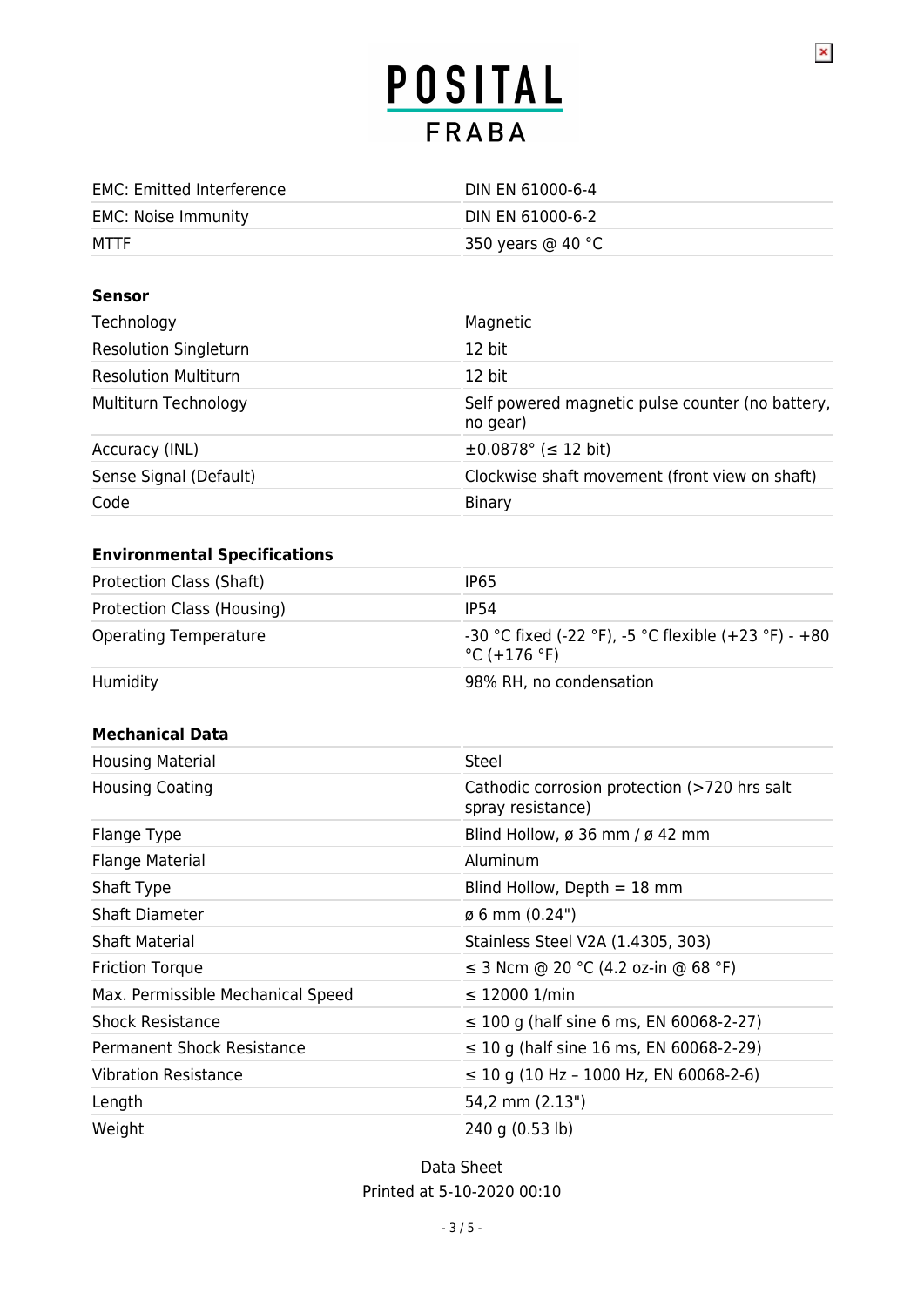| | |
|---|---|
| EMC: Emitted Interference | DIN EN 61000-6-4 |
| EMC: Noise Immunity | DIN EN 61000-6-2 |
| MTTF | 350 years @ 40 °C |

**Sensor**

| | |
|---|---|
| Technology | Magnetic |
| Resolution Singleturn | 12 bit |
| Resolution Multiturn | 12 bit |
| Multiturn Technology | Self powered magnetic pulse counter (no battery, no gear) |
| Accuracy (INL) | ±0.0878° (≤ 12 bit) |
| Sense Signal (Default) | Clockwise shaft movement (front view on shaft) |
| Code | Binary |

**Environmental Specifications**

| | |
|---|---|
| Protection Class (Shaft) | IP65 |
| Protection Class (Housing) | IP54 |
| Operating Temperature | -30 °C fixed (-22 °F), -5 °C flexible (+23 °F) - +80 °C (+176 °F) |
| Humidity | 98% RH, no condensation |

**Mechanical Data**

| | |
|---|---|
| Housing Material | Steel |
| Housing Coating | Cathodic corrosion protection (>720 hrs salt spray resistance) |
| Flange Type | Blind Hollow, ø 36 mm / ø 42 mm |
| Flange Material | Aluminum |
| Shaft Type | Blind Hollow, Depth = 18 mm |
| Shaft Diameter | ø 6 mm (0.24") |
| Shaft Material | Stainless Steel V2A (1.4305, 303) |
| Friction Torque | ≤ 3 Ncm @ 20 °C (4.2 oz-in @ 68 °F) |
| Max. Permissible Mechanical Speed | ≤ 12000 1/min |
| Shock Resistance | ≤ 100 g (half sine 6 ms, EN 60068-2-27) |
| Permanent Shock Resistance | ≤ 10 g (half sine 16 ms, EN 60068-2-29) |
| Vibration Resistance | ≤ 10 g (10 Hz – 1000 Hz, EN 60068-2-6) |
| Length | 54,2 mm (2.13") |
| Weight | 240 g (0.53 lb) |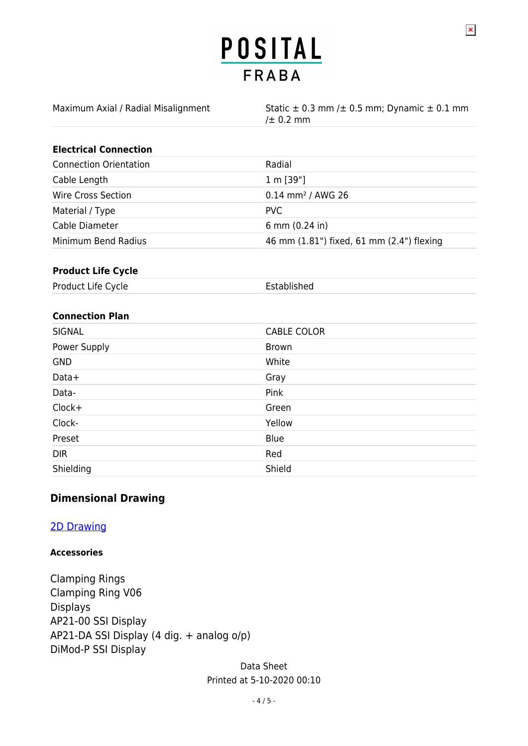| Maximum Axial / Radial Misalignment | Static ± 0.3 mm /± 0.5 mm; Dynamic ± 0.1 mm /± 0.2 mm |
|---|---|

| **Electrical Connection** | |
|---|---|
| Connection Orientation | Radial |
| Cable Length | 1 m [39"] |
| Wire Cross Section | 0.14 mm² / AWG 26 |
| Material / Type | PVC |
| Cable Diameter | 6 mm (0.24 in) |
| Minimum Bend Radius | 46 mm (1.81") fixed, 61 mm (2.4") flexing |

| **Product Life Cycle** | |
|---|---|
| Product Life Cycle | Established |

| **Connection Plan** | |
|---|---|
| SIGNAL | CABLE COLOR |
| Power Supply | Brown |
| GND | White |
| Data+ | Gray |
| Data- | Pink |
| Clock+ | Green |
| Clock- | Yellow |
| Preset | Blue |
| DIR | Red |
| Shielding | Shield |

## Dimensional Drawing

2D Drawing

#### Accessories

Clamping Rings
Clamping Ring V06
Displays
AP21-00 SSI Display
AP21-DA SSI Display (4 dig. + analog o/p)
DiMod-P SSI Display

Data Sheet
Printed at 5-10-2020 00:10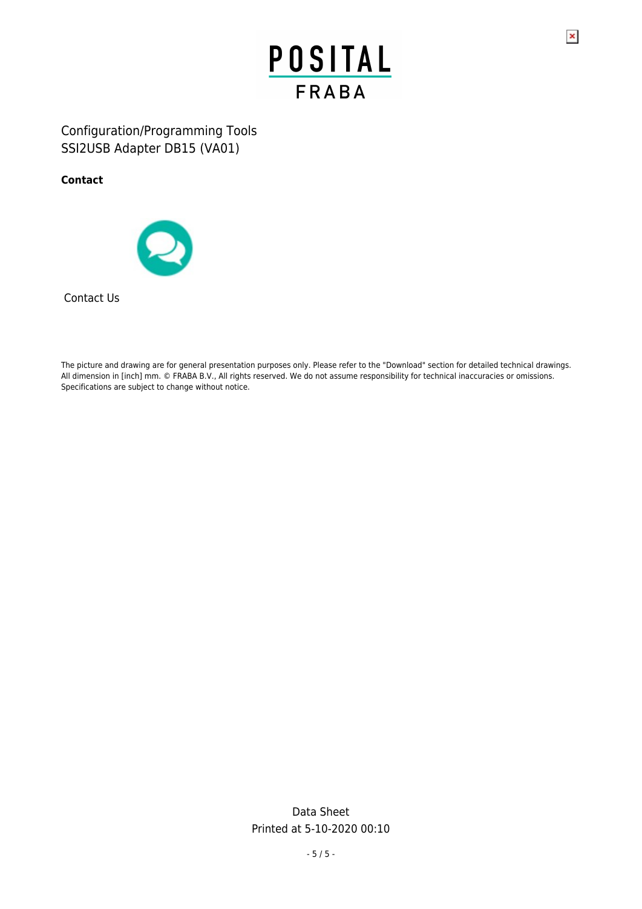Configuration/Programming Tools
SSI2USB Adapter DB15 (VA01)

**Contact**

Contact Us

The picture and drawing are for general presentation purposes only. Please refer to the "Download" section for detailed technical drawings. All dimension in [inch] mm. © FRABA B.V., All rights reserved. We do not assume responsibility for technical inaccuracies or omissions. Specifications are subject to change without notice.